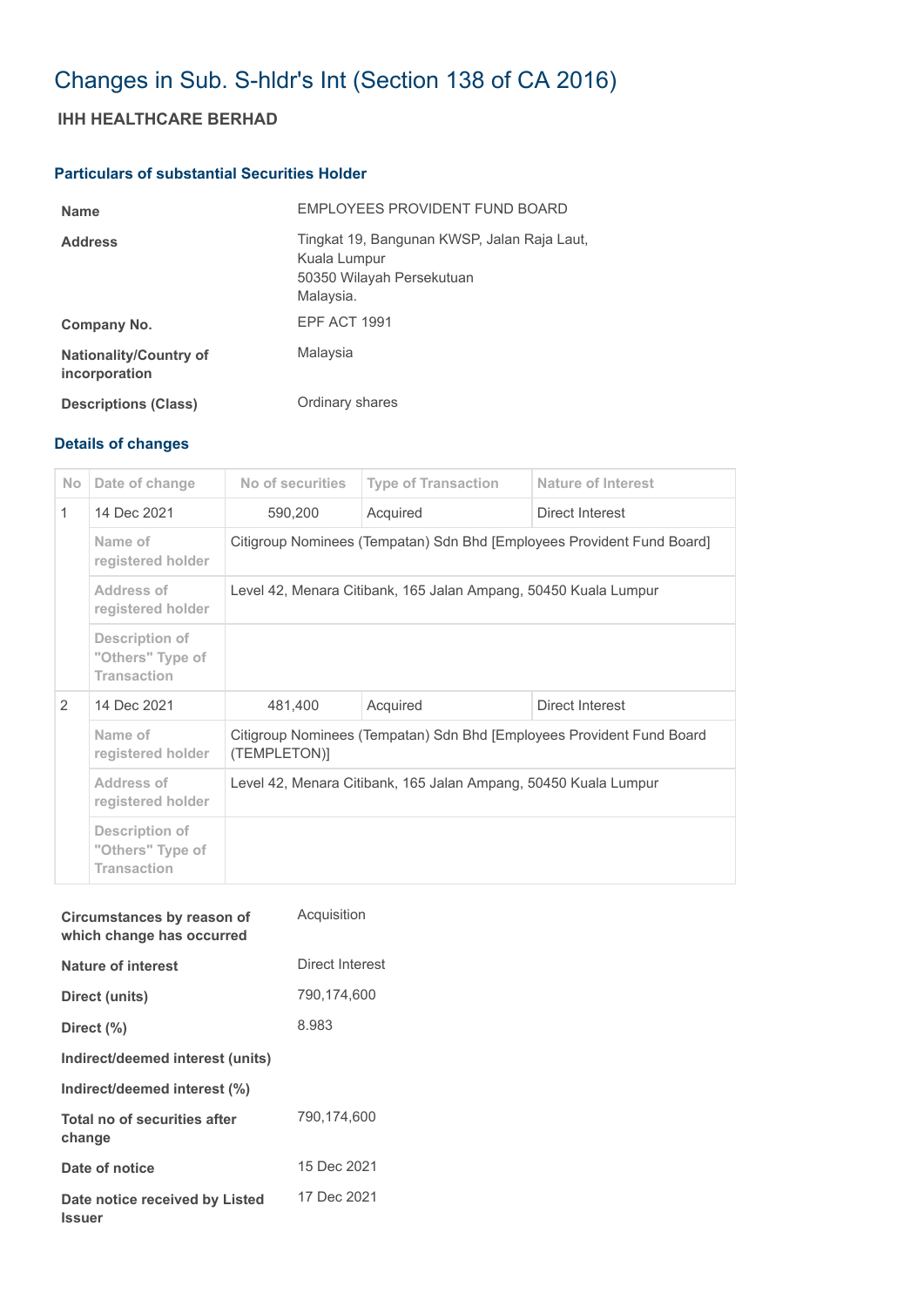# Changes in Sub. S-hldr's Int (Section 138 of CA 2016)

## IHH HEALTHCARE BERHAD

### Particulars of substantial Securities Holder

| | |
|---|---|
| **Name** | EMPLOYEES PROVIDENT FUND BOARD |
| **Address** | Tingkat 19, Bangunan KWSP, Jalan Raja Laut, Kuala Lumpur 50350 Wilayah Persekutuan Malaysia. |
| **Company No.** | EPF ACT 1991 |
| **Nationality/Country of incorporation** | Malaysia |
| **Descriptions (Class)** | Ordinary shares |

### Details of changes

| No | Date of change | No of securities | Type of Transaction | Nature of Interest |
|---|---|---|---|---|
| 1 | 14 Dec 2021 | 590,200 | Acquired | Direct Interest |
| | Name of registered holder | Citigroup Nominees (Tempatan) Sdn Bhd [Employees Provident Fund Board] | | |
| | Address of registered holder | Level 42, Menara Citibank, 165 Jalan Ampang, 50450 Kuala Lumpur | | |
| | Description of "Others" Type of Transaction | | | |
| 2 | 14 Dec 2021 | 481,400 | Acquired | Direct Interest |
| | Name of registered holder | Citigroup Nominees (Tempatan) Sdn Bhd [Employees Provident Fund Board (TEMPLETON)] | | |
| | Address of registered holder | Level 42, Menara Citibank, 165 Jalan Ampang, 50450 Kuala Lumpur | | |
| | Description of "Others" Type of Transaction | | | |

| | |
|---|---|
| **Circumstances by reason of which change has occurred** | Acquisition |
| **Nature of interest** | Direct Interest |
| **Direct (units)** | 790,174,600 |
| **Direct (%)** | 8.983 |
| **Indirect/deemed interest (units)** | |
| **Indirect/deemed interest (%)** | |
| **Total no of securities after change** | 790,174,600 |
| **Date of notice** | 15 Dec 2021 |
| **Date notice received by Listed Issuer** | 17 Dec 2021 |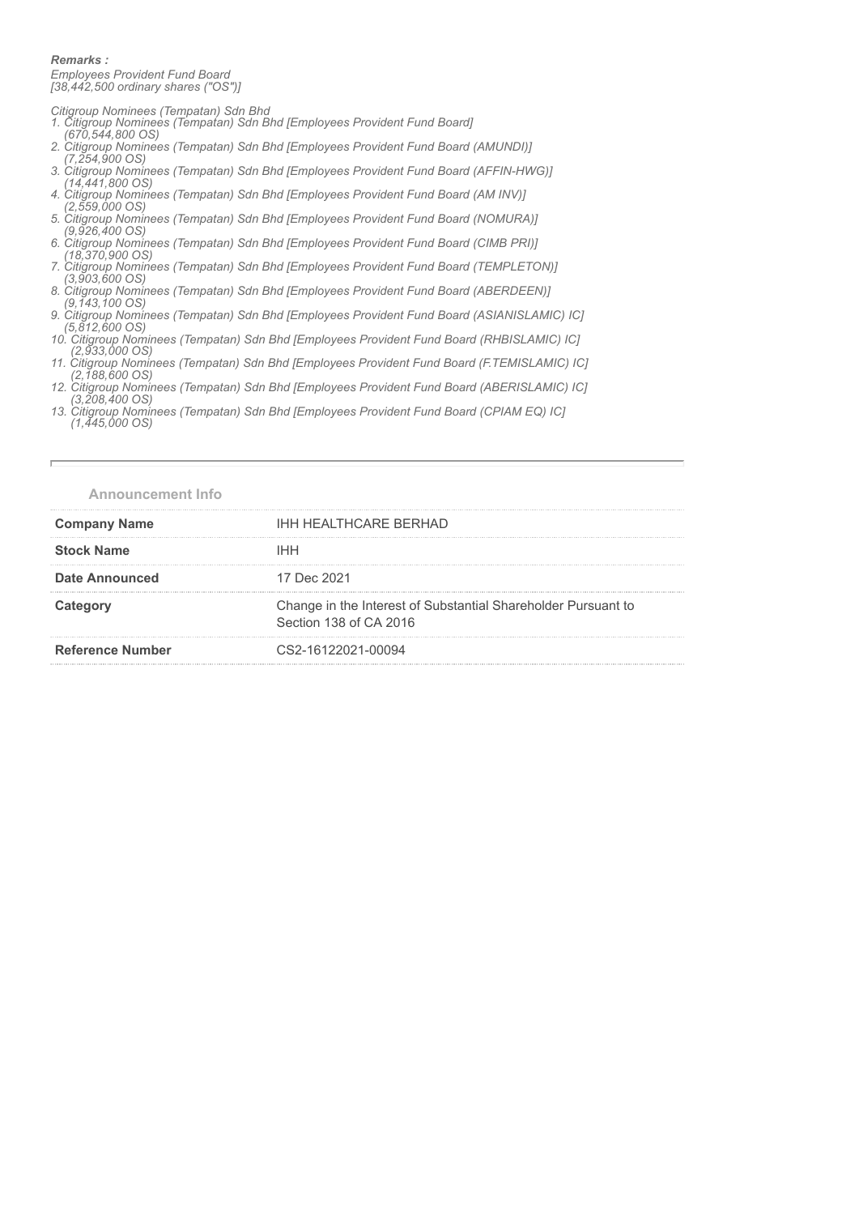***Remarks :***

*Employees Provident Fund Board*
*[38,442,500 ordinary shares ("OS")]*

*Citigroup Nominees (Tempatan) Sdn Bhd*

1. *Citigroup Nominees (Tempatan) Sdn Bhd [Employees Provident Fund Board] (670,544,800 OS)*
2. *Citigroup Nominees (Tempatan) Sdn Bhd [Employees Provident Fund Board (AMUNDI)] (7,254,900 OS)*
3. *Citigroup Nominees (Tempatan) Sdn Bhd [Employees Provident Fund Board (AFFIN-HWG)] (14,441,800 OS)*
4. *Citigroup Nominees (Tempatan) Sdn Bhd [Employees Provident Fund Board (AM INV)] (2,559,000 OS)*
5. *Citigroup Nominees (Tempatan) Sdn Bhd [Employees Provident Fund Board (NOMURA)] (9,926,400 OS)*
6. *Citigroup Nominees (Tempatan) Sdn Bhd [Employees Provident Fund Board (CIMB PRI)] (18,370,900 OS)*
7. *Citigroup Nominees (Tempatan) Sdn Bhd [Employees Provident Fund Board (TEMPLETON)] (3,903,600 OS)*
8. *Citigroup Nominees (Tempatan) Sdn Bhd [Employees Provident Fund Board (ABERDEEN)] (9,143,100 OS)*
9. *Citigroup Nominees (Tempatan) Sdn Bhd [Employees Provident Fund Board (ASIANISLAMIC) IC] (5,812,600 OS)*
10. *Citigroup Nominees (Tempatan) Sdn Bhd [Employees Provident Fund Board (RHBISLAMIC) IC] (2,933,000 OS)*
11. *Citigroup Nominees (Tempatan) Sdn Bhd [Employees Provident Fund Board (F.TEMISLAMIC) IC] (2,188,600 OS)*
12. *Citigroup Nominees (Tempatan) Sdn Bhd [Employees Provident Fund Board (ABERISLAMIC) IC] (3,208,400 OS)*
13. *Citigroup Nominees (Tempatan) Sdn Bhd [Employees Provident Fund Board (CPIAM EQ) IC] (1,445,000 OS)*

---

### Announcement Info

| | |
|---|---|
| **Company Name** | IHH HEALTHCARE BERHAD |
| **Stock Name** | IHH |
| **Date Announced** | 17 Dec 2021 |
| **Category** | Change in the Interest of Substantial Shareholder Pursuant to Section 138 of CA 2016 |
| **Reference Number** | CS2-16122021-00094 |